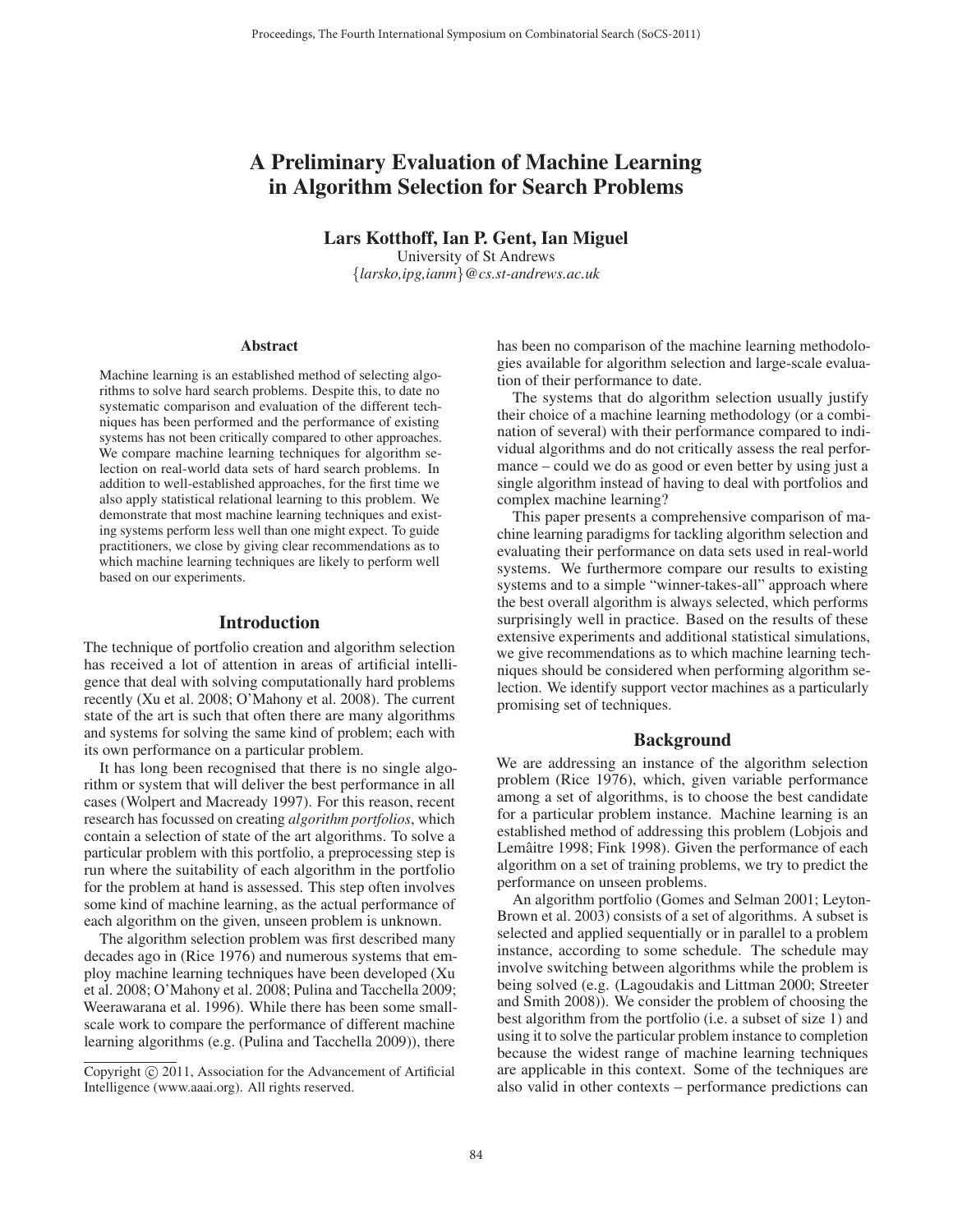# A Preliminary Evaluation of Machine Learning in Algorithm Selection for Search Problems

**Lars Kotthoff, Ian P. Gent, Ian Miguel**

University of St Andrews

{*larsko,ipg,ianm*}*@cs.st-andrews.ac.uk*

## Abstract

Machine learning is an established method of selecting algorithms to solve hard search problems. Despite this, to date no systematic comparison and evaluation of the different techniques has been performed and the performance of existing systems has not been critically compared to other approaches. We compare machine learning techniques for algorithm selection on real-world data sets of hard search problems. In addition to well-established approaches, for the first time we also apply statistical relational learning to this problem. We demonstrate that most machine learning techniques and existing systems perform less well than one might expect. To guide practitioners, we close by giving clear recommendations as to which machine learning techniques are likely to perform well based on our experiments.

## Introduction

The technique of portfolio creation and algorithm selection has received a lot of attention in areas of artificial intelligence that deal with solving computationally hard problems recently (Xu et al. 2008; O'Mahony et al. 2008). The current state of the art is such that often there are many algorithms and systems for solving the same kind of problem; each with its own performance on a particular problem.

It has long been recognised that there is no single algorithm or system that will deliver the best performance in all cases (Wolpert and Macready 1997). For this reason, recent research has focussed on creating *algorithm portfolios*, which contain a selection of state of the art algorithms. To solve a particular problem with this portfolio, a preprocessing step is run where the suitability of each algorithm in the portfolio for the problem at hand is assessed. This step often involves some kind of machine learning, as the actual performance of each algorithm on the given, unseen problem is unknown.

The algorithm selection problem was first described many decades ago in (Rice 1976) and numerous systems that employ machine learning techniques have been developed (Xu et al. 2008; O'Mahony et al. 2008; Pulina and Tacchella 2009; Weerawarana et al. 1996). While there has been some small-scale work to compare the performance of different machine learning algorithms (e.g. (Pulina and Tacchella 2009)), there has been no comparison of the machine learning methodologies available for algorithm selection and large-scale evaluation of their performance to date.

The systems that do algorithm selection usually justify their choice of a machine learning methodology (or a combination of several) with their performance compared to individual algorithms and do not critically assess the real performance – could we do as good or even better by using just a single algorithm instead of having to deal with portfolios and complex machine learning?

This paper presents a comprehensive comparison of machine learning paradigms for tackling algorithm selection and evaluating their performance on data sets used in real-world systems. We furthermore compare our results to existing systems and to a simple "winner-takes-all" approach where the best overall algorithm is always selected, which performs surprisingly well in practice. Based on the results of these extensive experiments and additional statistical simulations, we give recommendations as to which machine learning techniques should be considered when performing algorithm selection. We identify support vector machines as a particularly promising set of techniques.

## Background

We are addressing an instance of the algorithm selection problem (Rice 1976), which, given variable performance among a set of algorithms, is to choose the best candidate for a particular problem instance. Machine learning is an established method of addressing this problem (Lobjois and Lemâitre 1998; Fink 1998). Given the performance of each algorithm on a set of training problems, we try to predict the performance on unseen problems.

An algorithm portfolio (Gomes and Selman 2001; Leyton-Brown et al. 2003) consists of a set of algorithms. A subset is selected and applied sequentially or in parallel to a problem instance, according to some schedule. The schedule may involve switching between algorithms while the problem is being solved (e.g. (Lagoudakis and Littman 2000; Streeter and Smith 2008)). We consider the problem of choosing the best algorithm from the portfolio (i.e. a subset of size 1) and using it to solve the particular problem instance to completion because the widest range of machine learning techniques are applicable in this context. Some of the techniques are also valid in other contexts – performance predictions can

Copyright © 2011, Association for the Advancement of Artificial Intelligence (www.aaai.org). All rights reserved.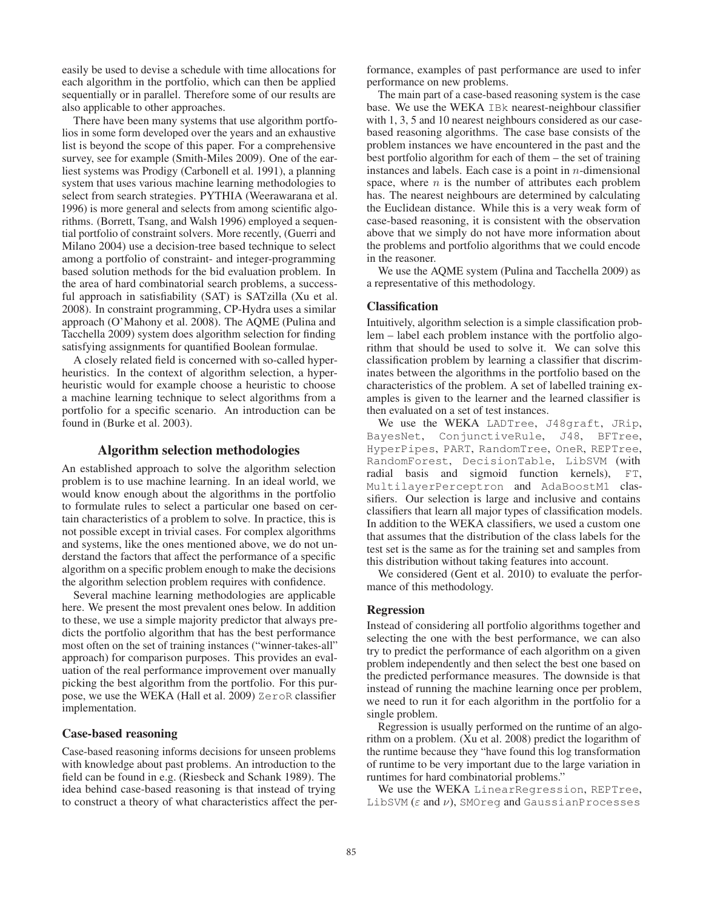easily be used to devise a schedule with time allocations for each algorithm in the portfolio, which can then be applied sequentially or in parallel. Therefore some of our results are also applicable to other approaches.

There have been many systems that use algorithm portfolios in some form developed over the years and an exhaustive list is beyond the scope of this paper. For a comprehensive survey, see for example (Smith-Miles 2009). One of the earliest systems was Prodigy (Carbonell et al. 1991), a planning system that uses various machine learning methodologies to select from search strategies. PYTHIA (Weerawarana et al. 1996) is more general and selects from among scientific algorithms. (Borrett, Tsang, and Walsh 1996) employed a sequential portfolio of constraint solvers. More recently, (Guerri and Milano 2004) use a decision-tree based technique to select among a portfolio of constraint- and integer-programming based solution methods for the bid evaluation problem. In the area of hard combinatorial search problems, a successful approach in satisfiability (SAT) is SATzilla (Xu et al. 2008). In constraint programming, CP-Hydra uses a similar approach (O'Mahony et al. 2008). The AQME (Pulina and Tacchella 2009) system does algorithm selection for finding satisfying assignments for quantified Boolean formulae.

A closely related field is concerned with so-called hyperheuristics. In the context of algorithm selection, a hyperheuristic would for example choose a heuristic to choose a machine learning technique to select algorithms from a portfolio for a specific scenario. An introduction can be found in (Burke et al. 2003).

## Algorithm selection methodologies

An established approach to solve the algorithm selection problem is to use machine learning. In an ideal world, we would know enough about the algorithms in the portfolio to formulate rules to select a particular one based on certain characteristics of a problem to solve. In practice, this is not possible except in trivial cases. For complex algorithms and systems, like the ones mentioned above, we do not understand the factors that affect the performance of a specific algorithm on a specific problem enough to make the decisions the algorithm selection problem requires with confidence.

Several machine learning methodologies are applicable here. We present the most prevalent ones below. In addition to these, we use a simple majority predictor that always predicts the portfolio algorithm that has the best performance most often on the set of training instances ("winner-takes-all" approach) for comparison purposes. This provides an evaluation of the real performance improvement over manually picking the best algorithm from the portfolio. For this purpose, we use the WEKA (Hall et al. 2009) `ZeroR` classifier implementation.

### Case-based reasoning

Case-based reasoning informs decisions for unseen problems with knowledge about past problems. An introduction to the field can be found in e.g. (Riesbeck and Schank 1989). The idea behind case-based reasoning is that instead of trying to construct a theory of what characteristics affect the performance, examples of past performance are used to infer performance on new problems.

The main part of a case-based reasoning system is the case base. We use the WEKA `IBk` nearest-neighbour classifier with 1, 3, 5 and 10 nearest neighbours considered as our case-based reasoning algorithms. The case base consists of the problem instances we have encountered in the past and the best portfolio algorithm for each of them – the set of training instances and labels. Each case is a point in $n$-dimensional space, where $n$ is the number of attributes each problem has. The nearest neighbours are determined by calculating the Euclidean distance. While this is a very weak form of case-based reasoning, it is consistent with the observation above that we simply do not have more information about the problems and portfolio algorithms that we could encode in the reasoner.

We use the AQME system (Pulina and Tacchella 2009) as a representative of this methodology.

### Classification

Intuitively, algorithm selection is a simple classification problem – label each problem instance with the portfolio algorithm that should be used to solve it. We can solve this classification problem by learning a classifier that discriminates between the algorithms in the portfolio based on the characteristics of the problem. A set of labelled training examples is given to the learner and the learned classifier is then evaluated on a set of test instances.

We use the WEKA `LADTree`, `J48graft`, `JRip`, `BayesNet`, `ConjunctiveRule`, `J48`, `BFTree`, `HyperPipes`, `PART`, `RandomTree`, `OneR`, `REPTree`, `RandomForest`, `DecisionTable`, `LibSVM` (with radial basis and sigmoid function kernels), `FT`, `MultilayerPerceptron` and `AdaBoostM1` classifiers. Our selection is large and inclusive and contains classifiers that learn all major types of classification models. In addition to the WEKA classifiers, we used a custom one that assumes that the distribution of the class labels for the test set is the same as for the training set and samples from this distribution without taking features into account.

We considered (Gent et al. 2010) to evaluate the performance of this methodology.

### Regression

Instead of considering all portfolio algorithms together and selecting the one with the best performance, we can also try to predict the performance of each algorithm on a given problem independently and then select the best one based on the predicted performance measures. The downside is that instead of running the machine learning once per problem, we need to run it for each algorithm in the portfolio for a single problem.

Regression is usually performed on the runtime of an algorithm on a problem. (Xu et al. 2008) predict the logarithm of the runtime because they "have found this log transformation of runtime to be very important due to the large variation in runtimes for hard combinatorial problems."

We use the WEKA `LinearRegression`, `REPTree`, `LibSVM` ($\varepsilon$ and $\nu$), `SMOreg` and `GaussianProcesses`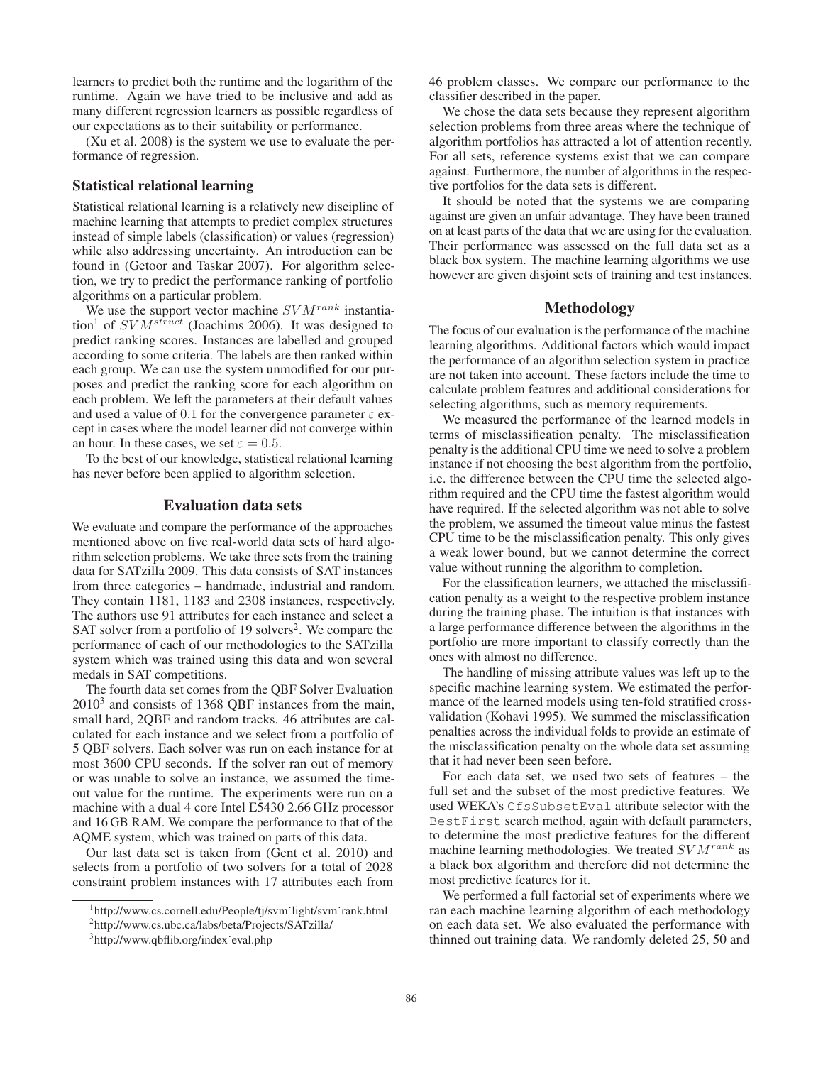learners to predict both the runtime and the logarithm of the runtime. Again we have tried to be inclusive and add as many different regression learners as possible regardless of our expectations as to their suitability or performance.

(Xu et al. 2008) is the system we use to evaluate the performance of regression.

### Statistical relational learning

Statistical relational learning is a relatively new discipline of machine learning that attempts to predict complex structures instead of simple labels (classification) or values (regression) while also addressing uncertainty. An introduction can be found in (Getoor and Taskar 2007). For algorithm selection, we try to predict the performance ranking of portfolio algorithms on a particular problem.

We use the support vector machine $SVM^{rank}$ instantiation[1] of $SVM^{struct}$ (Joachims 2006). It was designed to predict ranking scores. Instances are labelled and grouped according to some criteria. The labels are then ranked within each group. We can use the system unmodified for our purposes and predict the ranking score for each algorithm on each problem. We left the parameters at their default values and used a value of 0.1 for the convergence parameter $\varepsilon$ except in cases where the model learner did not converge within an hour. In these cases, we set $\varepsilon = 0.5$.

To the best of our knowledge, statistical relational learning has never before been applied to algorithm selection.

## Evaluation data sets

We evaluate and compare the performance of the approaches mentioned above on five real-world data sets of hard algorithm selection problems. We take three sets from the training data for SATzilla 2009. This data consists of SAT instances from three categories – handmade, industrial and random. They contain 1181, 1183 and 2308 instances, respectively. The authors use 91 attributes for each instance and select a SAT solver from a portfolio of 19 solvers[2]. We compare the performance of each of our methodologies to the SATzilla system which was trained using this data and won several medals in SAT competitions.

The fourth data set comes from the QBF Solver Evaluation 2010[3] and consists of 1368 QBF instances from the main, small hard, 2QBF and random tracks. 46 attributes are calculated for each instance and we select from a portfolio of 5 QBF solvers. Each solver was run on each instance for at most 3600 CPU seconds. If the solver ran out of memory or was unable to solve an instance, we assumed the timeout value for the runtime. The experiments were run on a machine with a dual 4 core Intel E5430 2.66 GHz processor and 16 GB RAM. We compare the performance to that of the AQME system, which was trained on parts of this data.

Our last data set is taken from (Gent et al. 2010) and selects from a portfolio of two solvers for a total of 2028 constraint problem instances with 17 attributes each from 46 problem classes. We compare our performance to the classifier described in the paper.

We chose the data sets because they represent algorithm selection problems from three areas where the technique of algorithm portfolios has attracted a lot of attention recently. For all sets, reference systems exist that we can compare against. Furthermore, the number of algorithms in the respective portfolios for the data sets is different.

It should be noted that the systems we are comparing against are given an unfair advantage. They have been trained on at least parts of the data that we are using for the evaluation. Their performance was assessed on the full data set as a black box system. The machine learning algorithms we use however are given disjoint sets of training and test instances.

## Methodology

The focus of our evaluation is the performance of the machine learning algorithms. Additional factors which would impact the performance of an algorithm selection system in practice are not taken into account. These factors include the time to calculate problem features and additional considerations for selecting algorithms, such as memory requirements.

We measured the performance of the learned models in terms of misclassification penalty. The misclassification penalty is the additional CPU time we need to solve a problem instance if not choosing the best algorithm from the portfolio, i.e. the difference between the CPU time the selected algorithm required and the CPU time the fastest algorithm would have required. If the selected algorithm was not able to solve the problem, we assumed the timeout value minus the fastest CPU time to be the misclassification penalty. This only gives a weak lower bound, but we cannot determine the correct value without running the algorithm to completion.

For the classification learners, we attached the misclassification penalty as a weight to the respective problem instance during the training phase. The intuition is that instances with a large performance difference between the algorithms in the portfolio are more important to classify correctly than the ones with almost no difference.

The handling of missing attribute values was left up to the specific machine learning system. We estimated the performance of the learned models using ten-fold stratified cross-validation (Kohavi 1995). We summed the misclassification penalties across the individual folds to provide an estimate of the misclassification penalty on the whole data set assuming that it had never been seen before.

For each data set, we used two sets of features – the full set and the subset of the most predictive features. We used WEKA's `CfsSubsetEval` attribute selector with the `BestFirst` search method, again with default parameters, to determine the most predictive features for the different machine learning methodologies. We treated $SVM^{rank}$ as a black box algorithm and therefore did not determine the most predictive features for it.

We performed a full factorial set of experiments where we ran each machine learning algorithm of each methodology on each data set. We also evaluated the performance with thinned out training data. We randomly deleted 25, 50 and

[1] http://www.cs.cornell.edu/People/tj/svm˙light/svm˙rank.html

[2] http://www.cs.ubc.ca/labs/beta/Projects/SATzilla/

[3] http://www.qbflib.org/index˙eval.php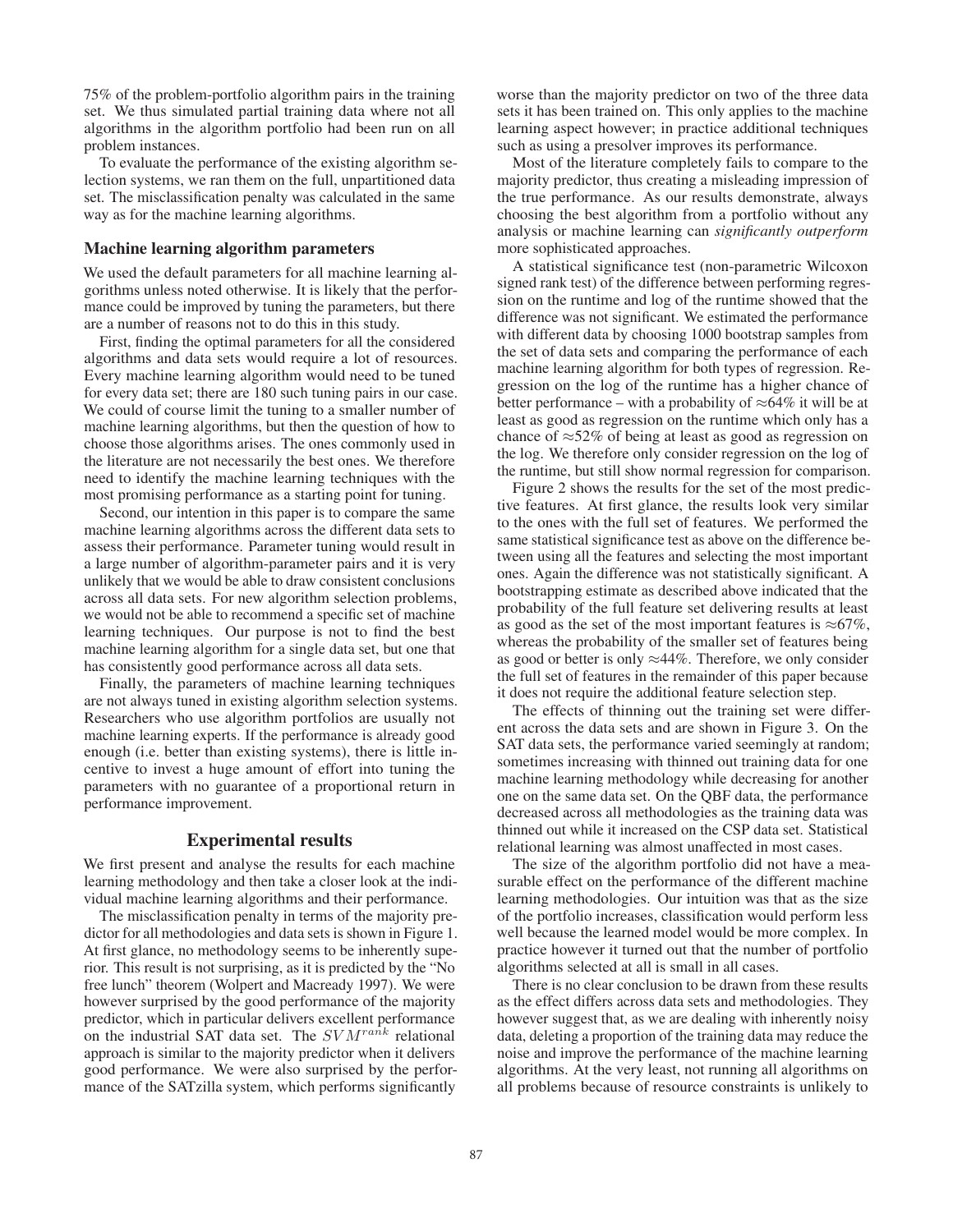75% of the problem-portfolio algorithm pairs in the training set. We thus simulated partial training data where not all algorithms in the algorithm portfolio had been run on all problem instances.

To evaluate the performance of the existing algorithm selection systems, we ran them on the full, unpartitioned data set. The misclassification penalty was calculated in the same way as for the machine learning algorithms.

### Machine learning algorithm parameters

We used the default parameters for all machine learning algorithms unless noted otherwise. It is likely that the performance could be improved by tuning the parameters, but there are a number of reasons not to do this in this study.

First, finding the optimal parameters for all the considered algorithms and data sets would require a lot of resources. Every machine learning algorithm would need to be tuned for every data set; there are 180 such tuning pairs in our case. We could of course limit the tuning to a smaller number of machine learning algorithms, but then the question of how to choose those algorithms arises. The ones commonly used in the literature are not necessarily the best ones. We therefore need to identify the machine learning techniques with the most promising performance as a starting point for tuning.

Second, our intention in this paper is to compare the same machine learning algorithms across the different data sets to assess their performance. Parameter tuning would result in a large number of algorithm-parameter pairs and it is very unlikely that we would be able to draw consistent conclusions across all data sets. For new algorithm selection problems, we would not be able to recommend a specific set of machine learning techniques. Our purpose is not to find the best machine learning algorithm for a single data set, but one that has consistently good performance across all data sets.

Finally, the parameters of machine learning techniques are not always tuned in existing algorithm selection systems. Researchers who use algorithm portfolios are usually not machine learning experts. If the performance is already good enough (i.e. better than existing systems), there is little incentive to invest a huge amount of effort into tuning the parameters with no guarantee of a proportional return in performance improvement.

## Experimental results

We first present and analyse the results for each machine learning methodology and then take a closer look at the individual machine learning algorithms and their performance.

The misclassification penalty in terms of the majority predictor for all methodologies and data sets is shown in Figure 1. At first glance, no methodology seems to be inherently superior. This result is not surprising, as it is predicted by the "No free lunch" theorem (Wolpert and Macready 1997). We were however surprised by the good performance of the majority predictor, which in particular delivers excellent performance on the industrial SAT data set. The $SVM^{rank}$ relational approach is similar to the majority predictor when it delivers good performance. We were also surprised by the performance of the SATzilla system, which performs significantly worse than the majority predictor on two of the three data sets it has been trained on. This only applies to the machine learning aspect however; in practice additional techniques such as using a presolver improves its performance.

Most of the literature completely fails to compare to the majority predictor, thus creating a misleading impression of the true performance. As our results demonstrate, always choosing the best algorithm from a portfolio without any analysis or machine learning can *significantly outperform* more sophisticated approaches.

A statistical significance test (non-parametric Wilcoxon signed rank test) of the difference between performing regression on the runtime and log of the runtime showed that the difference was not significant. We estimated the performance with different data by choosing 1000 bootstrap samples from the set of data sets and comparing the performance of each machine learning algorithm for both types of regression. Regression on the log of the runtime has a higher chance of better performance – with a probability of $\approx$64% it will be at least as good as regression on the runtime which only has a chance of $\approx$52% of being at least as good as regression on the log. We therefore only consider regression on the log of the runtime, but still show normal regression for comparison.

Figure 2 shows the results for the set of the most predictive features. At first glance, the results look very similar to the ones with the full set of features. We performed the same statistical significance test as above on the difference between using all the features and selecting the most important ones. Again the difference was not statistically significant. A bootstrapping estimate as described above indicated that the probability of the full feature set delivering results at least as good as the set of the most important features is $\approx$67%, whereas the probability of the smaller set of features being as good or better is only $\approx$44%. Therefore, we only consider the full set of features in the remainder of this paper because it does not require the additional feature selection step.

The effects of thinning out the training set were different across the data sets and are shown in Figure 3. On the SAT data sets, the performance varied seemingly at random; sometimes increasing with thinned out training data for one machine learning methodology while decreasing for another one on the same data set. On the QBF data, the performance decreased across all methodologies as the training data was thinned out while it increased on the CSP data set. Statistical relational learning was almost unaffected in most cases.

The size of the algorithm portfolio did not have a measurable effect on the performance of the different machine learning methodologies. Our intuition was that as the size of the portfolio increases, classification would perform less well because the learned model would be more complex. In practice however it turned out that the number of portfolio algorithms selected at all is small in all cases.

There is no clear conclusion to be drawn from these results as the effect differs across data sets and methodologies. They however suggest that, as we are dealing with inherently noisy data, deleting a proportion of the training data may reduce the noise and improve the performance of the machine learning algorithms. At the very least, not running all algorithms on all problems because of resource constraints is unlikely to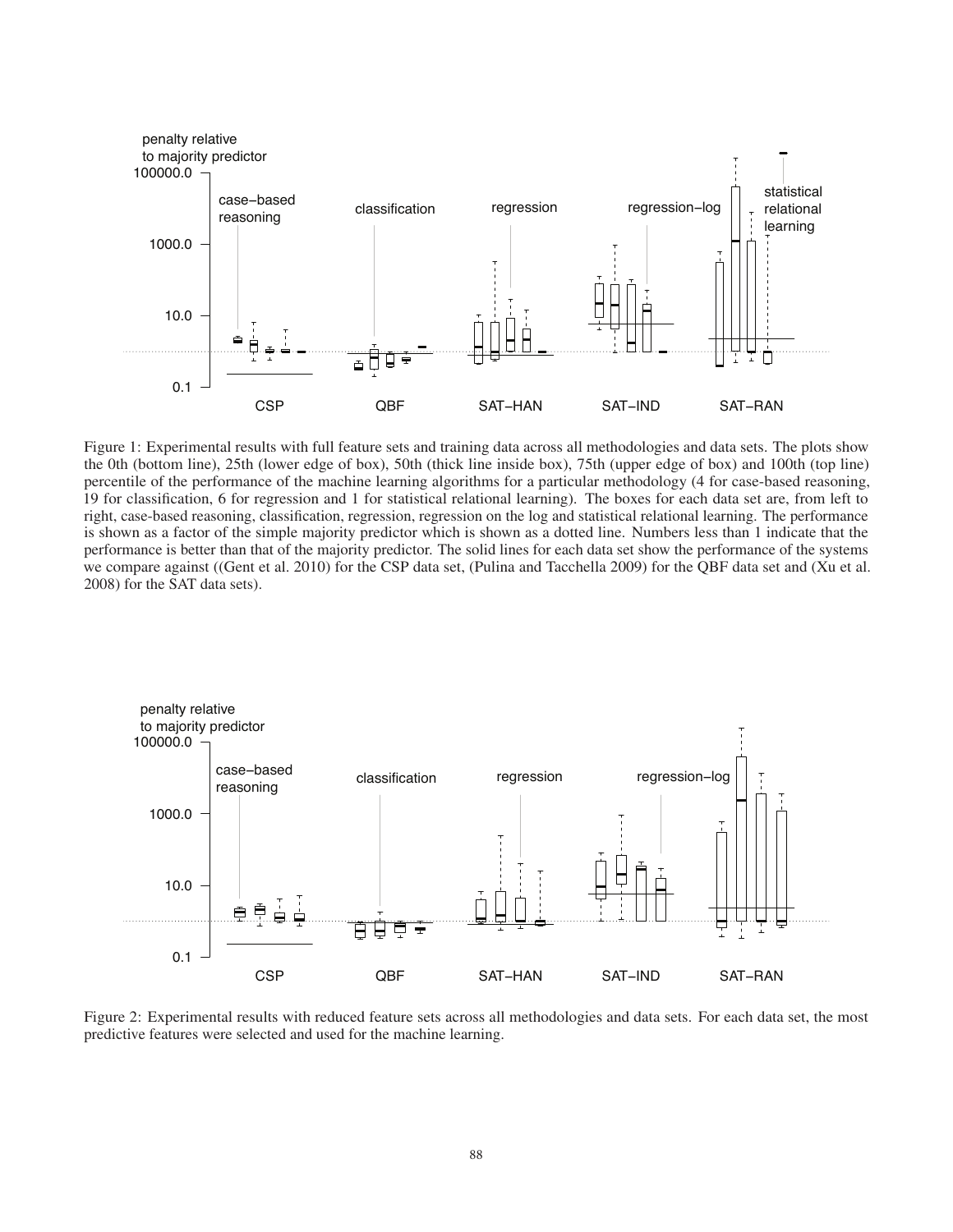Figure 1: Experimental results with full feature sets and training data across all methodologies and data sets. The plots show the 0th (bottom line), 25th (lower edge of box), 50th (thick line inside box), 75th (upper edge of box) and 100th (top line) percentile of the performance of the machine learning algorithms for a particular methodology (4 for case-based reasoning, 19 for classification, 6 for regression and 1 for statistical relational learning). The boxes for each data set are, from left to right, case-based reasoning, classification, regression, regression on the log and statistical relational learning. The performance is shown as a factor of the simple majority predictor which is shown as a dotted line. Numbers less than 1 indicate that the performance is better than that of the majority predictor. The solid lines for each data set show the performance of the systems we compare against ((Gent et al. 2010) for the CSP data set, (Pulina and Tacchella 2009) for the QBF data set and (Xu et al. 2008) for the SAT data sets).

Figure 2: Experimental results with reduced feature sets across all methodologies and data sets. For each data set, the most predictive features were selected and used for the machine learning.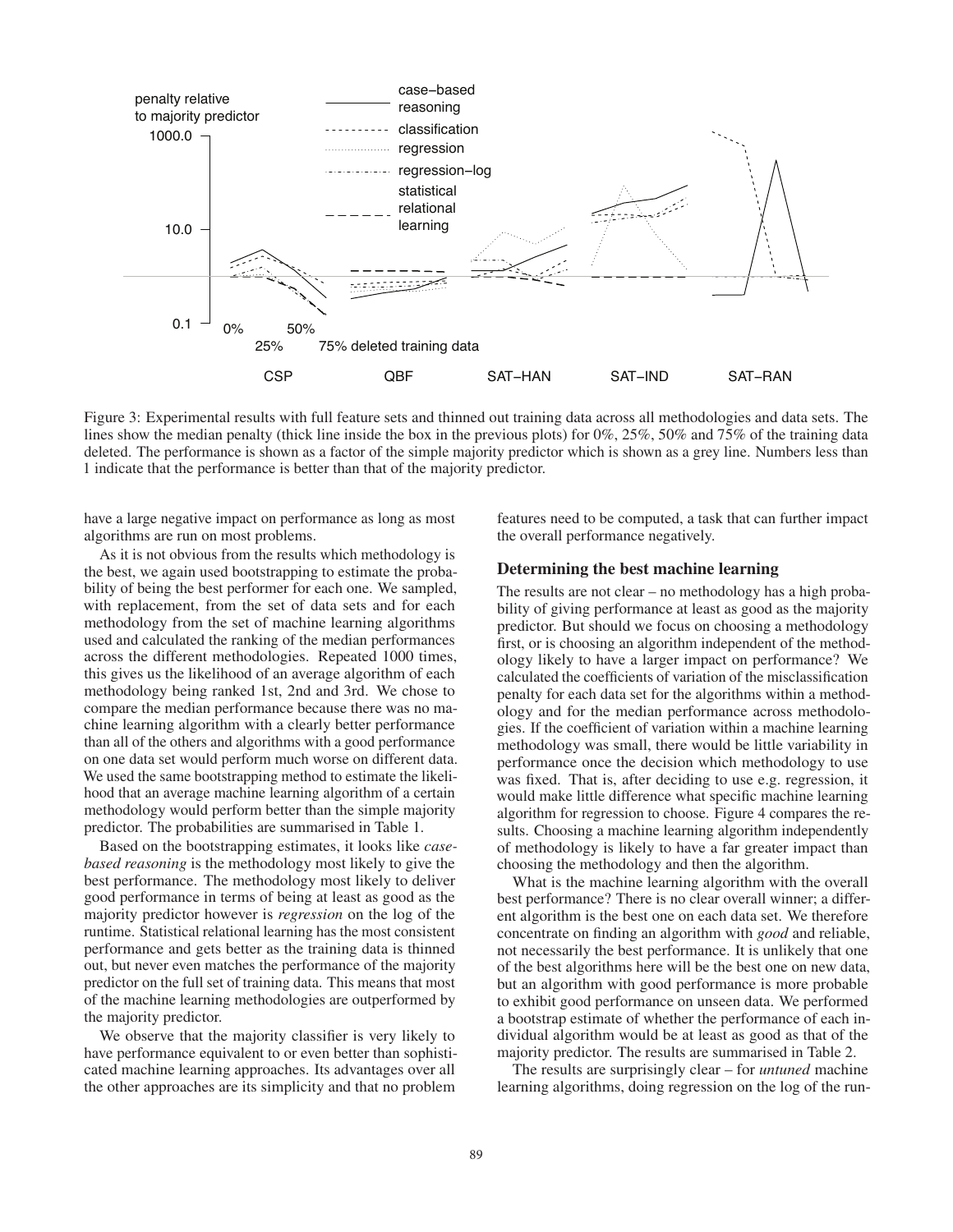Figure 3: Experimental results with full feature sets and thinned out training data across all methodologies and data sets. The lines show the median penalty (thick line inside the box in the previous plots) for 0%, 25%, 50% and 75% of the training data deleted. The performance is shown as a factor of the simple majority predictor which is shown as a grey line. Numbers less than 1 indicate that the performance is better than that of the majority predictor.

have a large negative impact on performance as long as most algorithms are run on most problems.

As it is not obvious from the results which methodology is the best, we again used bootstrapping to estimate the probability of being the best performer for each one. We sampled, with replacement, from the set of data sets and for each methodology from the set of machine learning algorithms used and calculated the ranking of the median performances across the different methodologies. Repeated 1000 times, this gives us the likelihood of an average algorithm of each methodology being ranked 1st, 2nd and 3rd. We chose to compare the median performance because there was no machine learning algorithm with a clearly better performance than all of the others and algorithms with a good performance on one data set would perform much worse on different data. We used the same bootstrapping method to estimate the likelihood that an average machine learning algorithm of a certain methodology would perform better than the simple majority predictor. The probabilities are summarised in Table 1.

Based on the bootstrapping estimates, it looks like *case-based reasoning* is the methodology most likely to give the best performance. The methodology most likely to deliver good performance in terms of being at least as good as the majority predictor however is *regression* on the log of the runtime. Statistical relational learning has the most consistent performance and gets better as the training data is thinned out, but never even matches the performance of the majority predictor on the full set of training data. This means that most of the machine learning methodologies are outperformed by the majority predictor.

We observe that the majority classifier is very likely to have performance equivalent to or even better than sophisticated machine learning approaches. Its advantages over all the other approaches are its simplicity and that no problem features need to be computed, a task that can further impact the overall performance negatively.

## Determining the best machine learning

The results are not clear – no methodology has a high probability of giving performance at least as good as the majority predictor. But should we focus on choosing a methodology first, or is choosing an algorithm independent of the methodology likely to have a larger impact on performance? We calculated the coefficients of variation of the misclassification penalty for each data set for the algorithms within a methodology and for the median performance across methodologies. If the coefficient of variation within a machine learning methodology was small, there would be little variability in performance once the decision which methodology to use was fixed. That is, after deciding to use e.g. regression, it would make little difference what specific machine learning algorithm for regression to choose. Figure 4 compares the results. Choosing a machine learning algorithm independently of methodology is likely to have a far greater impact than choosing the methodology and then the algorithm.

What is the machine learning algorithm with the overall best performance? There is no clear overall winner; a different algorithm is the best one on each data set. We therefore concentrate on finding an algorithm with *good* and reliable, not necessarily the best performance. It is unlikely that one of the best algorithms here will be the best one on new data, but an algorithm with good performance is more probable to exhibit good performance on unseen data. We performed a bootstrap estimate of whether the performance of each individual algorithm would be at least as good as that of the majority predictor. The results are summarised in Table 2.

The results are surprisingly clear – for *untuned* machine learning algorithms, doing regression on the log of the run-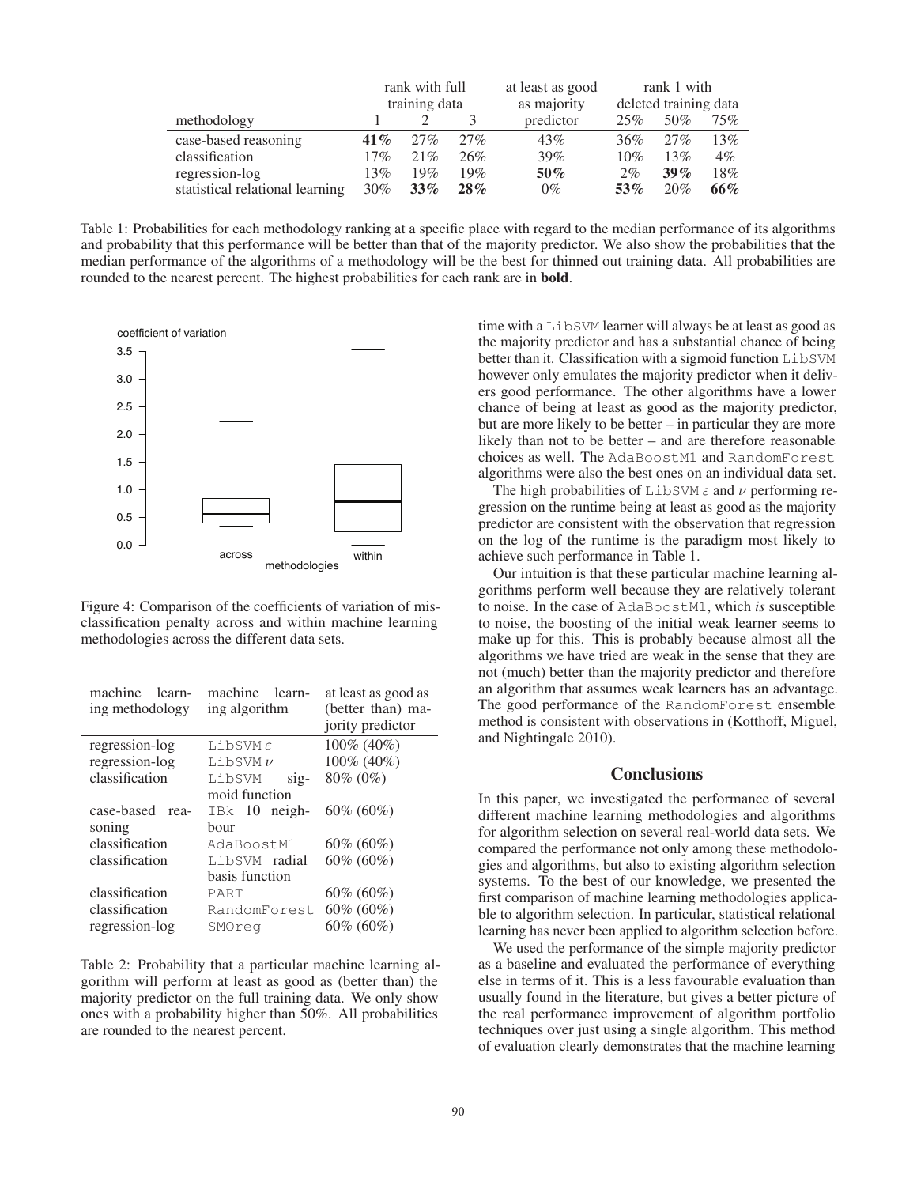| methodology | rank with full training data | | | at least as good as majority predictor | rank 1 with deleted training data | | |
|---|---|---|---|---|---|---|---|
| | 1 | 2 | 3 | | 25% | 50% | 75% |
| case-based reasoning | **41%** | 27% | 27% | 43% | 36% | 27% | 13% |
| classification | 17% | 21% | 26% | 39% | 10% | 13% | 4% |
| regression-log | 13% | 19% | 19% | **50%** | 2% | **39%** | 18% |
| statistical relational learning | 30% | **33%** | **28%** | 0% | **53%** | 20% | **66%** |

Table 1: Probabilities for each methodology ranking at a specific place with regard to the median performance of its algorithms and probability that this performance will be better than that of the majority predictor. We also show the probabilities that the median performance of the algorithms of a methodology will be the best for thinned out training data. All probabilities are rounded to the nearest percent. The highest probabilities for each rank are in **bold**.

Figure 4: Comparison of the coefficients of variation of misclassification penalty across and within machine learning methodologies across the different data sets.

| machine learning methodology | machine learning algorithm | at least as good as (better than) majority predictor |
|---|---|---|
| regression-log | `LibSVM` $\varepsilon$ | 100% (40%) |
| regression-log | `LibSVM` $\nu$ | 100% (40%) |
| classification | `LibSVM` sigmoid function | 80% (0%) |
| case-based reasoning | `IBk` 10 neighbour | 60% (60%) |
| classification | `AdaBoostM1` | 60% (60%) |
| classification | `LibSVM` radial basis function | 60% (60%) |
| classification | `PART` | 60% (60%) |
| classification | `RandomForest` | 60% (60%) |
| regression-log | `SMOreg` | 60% (60%) |

Table 2: Probability that a particular machine learning algorithm will perform at least as good as (better than) the majority predictor on the full training data. We only show ones with a probability higher than 50%. All probabilities are rounded to the nearest percent.

time with a `LibSVM` learner will always be at least as good as the majority predictor and has a substantial chance of being better than it. Classification with a sigmoid function `LibSVM` however only emulates the majority predictor when it delivers good performance. The other algorithms have a lower chance of being at least as good as the majority predictor, but are more likely to be better – in particular they are more likely than not to be better – and are therefore reasonable choices as well. The `AdaBoostM1` and `RandomForest` algorithms were also the best ones on an individual data set.

The high probabilities of `LibSVM` $\varepsilon$ and $\nu$ performing regression on the runtime being at least as good as the majority predictor are consistent with the observation that regression on the log of the runtime is the paradigm most likely to achieve such performance in Table 1.

Our intuition is that these particular machine learning algorithms perform well because they are relatively tolerant to noise. In the case of `AdaBoostM1`, which *is* susceptible to noise, the boosting of the initial weak learner seems to make up for this. This is probably because almost all the algorithms we have tried are weak in the sense that they are not (much) better than the majority predictor and therefore an algorithm that assumes weak learners has an advantage. The good performance of the `RandomForest` ensemble method is consistent with observations in (Kotthoff, Miguel, and Nightingale 2010).

## Conclusions

In this paper, we investigated the performance of several different machine learning methodologies and algorithms for algorithm selection on several real-world data sets. We compared the performance not only among these methodologies and algorithms, but also to existing algorithm selection systems. To the best of our knowledge, we presented the first comparison of machine learning methodologies applicable to algorithm selection. In particular, statistical relational learning has never been applied to algorithm selection before.

We used the performance of the simple majority predictor as a baseline and evaluated the performance of everything else in terms of it. This is a less favourable evaluation than usually found in the literature, but gives a better picture of the real performance improvement of algorithm portfolio techniques over just using a single algorithm. This method of evaluation clearly demonstrates that the machine learning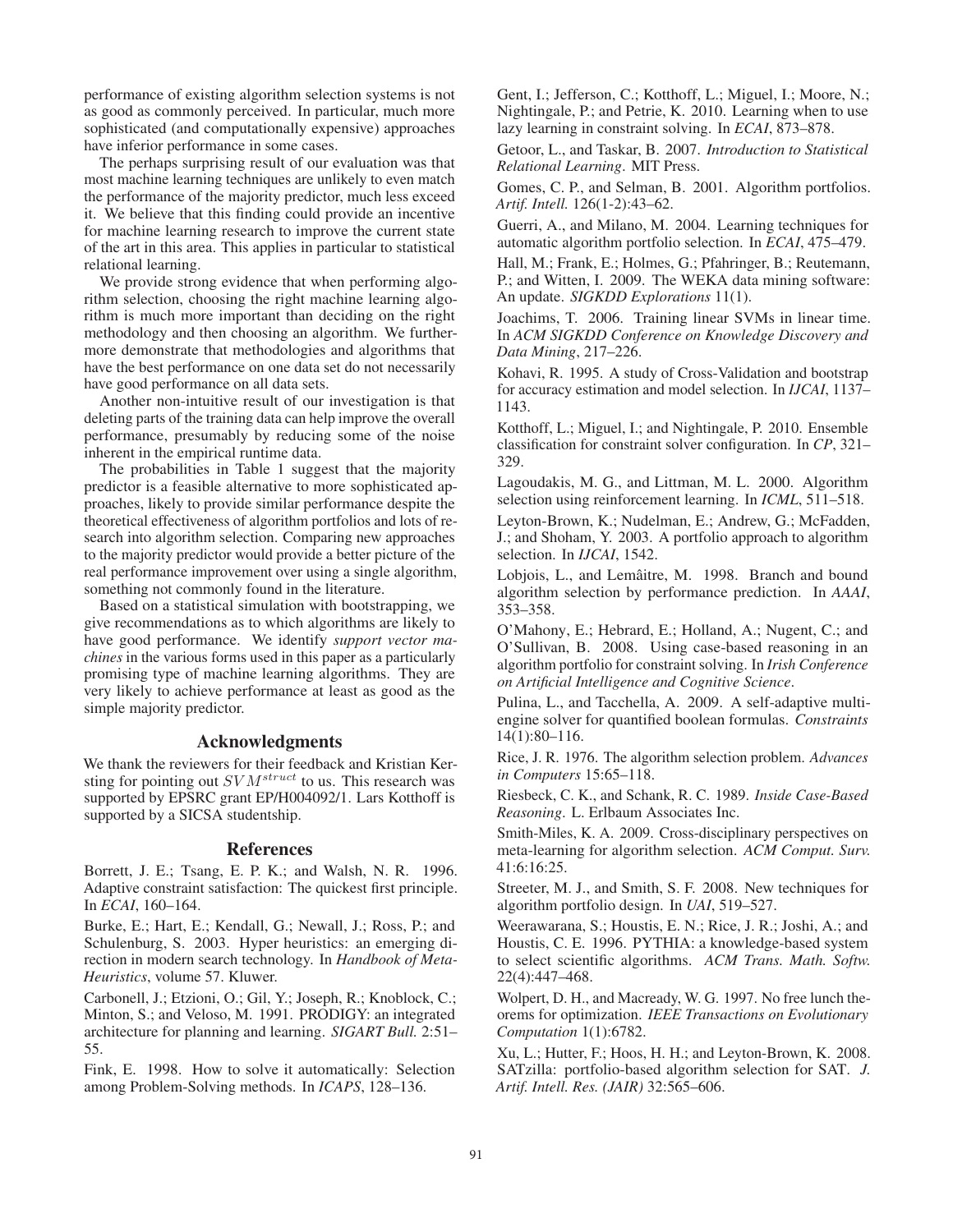performance of existing algorithm selection systems is not as good as commonly perceived. In particular, much more sophisticated (and computationally expensive) approaches have inferior performance in some cases.

The perhaps surprising result of our evaluation was that most machine learning techniques are unlikely to even match the performance of the majority predictor, much less exceed it. We believe that this finding could provide an incentive for machine learning research to improve the current state of the art in this area. This applies in particular to statistical relational learning.

We provide strong evidence that when performing algorithm selection, choosing the right machine learning algorithm is much more important than deciding on the right methodology and then choosing an algorithm. We furthermore demonstrate that methodologies and algorithms that have the best performance on one data set do not necessarily have good performance on all data sets.

Another non-intuitive result of our investigation is that deleting parts of the training data can help improve the overall performance, presumably by reducing some of the noise inherent in the empirical runtime data.

The probabilities in Table 1 suggest that the majority predictor is a feasible alternative to more sophisticated approaches, likely to provide similar performance despite the theoretical effectiveness of algorithm portfolios and lots of research into algorithm selection. Comparing new approaches to the majority predictor would provide a better picture of the real performance improvement over using a single algorithm, something not commonly found in the literature.

Based on a statistical simulation with bootstrapping, we give recommendations as to which algorithms are likely to have good performance. We identify *support vector machines* in the various forms used in this paper as a particularly promising type of machine learning algorithms. They are very likely to achieve performance at least as good as the simple majority predictor.

## Acknowledgments

We thank the reviewers for their feedback and Kristian Kersting for pointing out $SVM^{struct}$ to us. This research was supported by EPSRC grant EP/H004092/1. Lars Kotthoff is supported by a SICSA studentship.

## References

Borrett, J. E.; Tsang, E. P. K.; and Walsh, N. R. 1996. Adaptive constraint satisfaction: The quickest first principle. In *ECAI*, 160–164.

Burke, E.; Hart, E.; Kendall, G.; Newall, J.; Ross, P.; and Schulenburg, S. 2003. Hyper heuristics: an emerging direction in modern search technology. In *Handbook of Meta-Heuristics*, volume 57. Kluwer.

Carbonell, J.; Etzioni, O.; Gil, Y.; Joseph, R.; Knoblock, C.; Minton, S.; and Veloso, M. 1991. PRODIGY: an integrated architecture for planning and learning. *SIGART Bull.* 2:51–55.

Fink, E. 1998. How to solve it automatically: Selection among Problem-Solving methods. In *ICAPS*, 128–136.

Gent, I.; Jefferson, C.; Kotthoff, L.; Miguel, I.; Moore, N.; Nightingale, P.; and Petrie, K. 2010. Learning when to use lazy learning in constraint solving. In *ECAI*, 873–878.

Getoor, L., and Taskar, B. 2007. *Introduction to Statistical Relational Learning*. MIT Press.

Gomes, C. P., and Selman, B. 2001. Algorithm portfolios. *Artif. Intell.* 126(1-2):43–62.

Guerri, A., and Milano, M. 2004. Learning techniques for automatic algorithm portfolio selection. In *ECAI*, 475–479.

Hall, M.; Frank, E.; Holmes, G.; Pfahringer, B.; Reutemann, P.; and Witten, I. 2009. The WEKA data mining software: An update. *SIGKDD Explorations* 11(1).

Joachims, T. 2006. Training linear SVMs in linear time. In *ACM SIGKDD Conference on Knowledge Discovery and Data Mining*, 217–226.

Kohavi, R. 1995. A study of Cross-Validation and bootstrap for accuracy estimation and model selection. In *IJCAI*, 1137–1143.

Kotthoff, L.; Miguel, I.; and Nightingale, P. 2010. Ensemble classification for constraint solver configuration. In *CP*, 321–329.

Lagoudakis, M. G., and Littman, M. L. 2000. Algorithm selection using reinforcement learning. In *ICML*, 511–518.

Leyton-Brown, K.; Nudelman, E.; Andrew, G.; McFadden, J.; and Shoham, Y. 2003. A portfolio approach to algorithm selection. In *IJCAI*, 1542.

Lobjois, L., and Lemâitre, M. 1998. Branch and bound algorithm selection by performance prediction. In *AAAI*, 353–358.

O'Mahony, E.; Hebrard, E.; Holland, A.; Nugent, C.; and O'Sullivan, B. 2008. Using case-based reasoning in an algorithm portfolio for constraint solving. In *Irish Conference on Artificial Intelligence and Cognitive Science*.

Pulina, L., and Tacchella, A. 2009. A self-adaptive multi-engine solver for quantified boolean formulas. *Constraints* 14(1):80–116.

Rice, J. R. 1976. The algorithm selection problem. *Advances in Computers* 15:65–118.

Riesbeck, C. K., and Schank, R. C. 1989. *Inside Case-Based Reasoning*. L. Erlbaum Associates Inc.

Smith-Miles, K. A. 2009. Cross-disciplinary perspectives on meta-learning for algorithm selection. *ACM Comput. Surv.* 41:6:16:25.

Streeter, M. J., and Smith, S. F. 2008. New techniques for algorithm portfolio design. In *UAI*, 519–527.

Weerawarana, S.; Houstis, E. N.; Rice, J. R.; Joshi, A.; and Houstis, C. E. 1996. PYTHIA: a knowledge-based system to select scientific algorithms. *ACM Trans. Math. Softw.* 22(4):447–468.

Wolpert, D. H., and Macready, W. G. 1997. No free lunch theorems for optimization. *IEEE Transactions on Evolutionary Computation* 1(1):6782.

Xu, L.; Hutter, F.; Hoos, H. H.; and Leyton-Brown, K. 2008. SATzilla: portfolio-based algorithm selection for SAT. *J. Artif. Intell. Res. (JAIR)* 32:565–606.